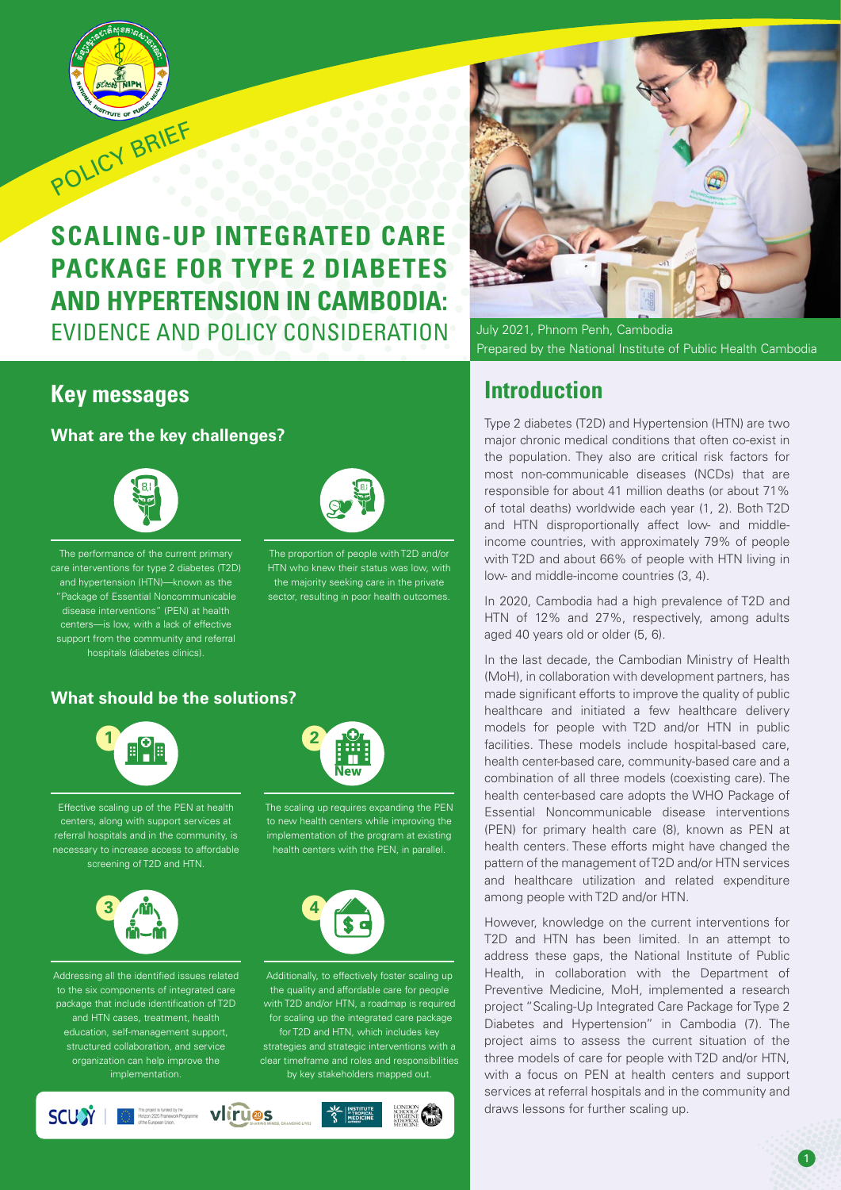POLICY BRIEF

# SCALING-UP INTEGRATED CARE PACKAGE FOR TYPE 2 DIABETES AND HYPERTENSION IN CAMBODIA: EVIDENCE AND POLICY CONSIDERATION

July 2021, Phnom Penh, Cambodia
Prepared by the National Institute of Public Health Cambodia

## Key messages

### What are the key challenges?

The performance of the current primary care interventions for type 2 diabetes (T2D) and hypertension (HTN)—known as the "Package of Essential Noncommunicable disease interventions" (PEN) at health centers—is low, with a lack of effective support from the community and referral hospitals (diabetes clinics).

The proportion of people with T2D and/or HTN who knew their status was low, with the majority seeking care in the private sector, resulting in poor health outcomes.

### What should be the solutions?

1. Effective scaling up of the PEN at health centers, along with support services at referral hospitals and in the community, is necessary to increase access to affordable screening of T2D and HTN.

2. The scaling up requires expanding the PEN to new health centers while improving the implementation of the program at existing health centers with the PEN, in parallel.

3. Addressing all the identified issues related to the six components of integrated care package that include identification of T2D and HTN cases, treatment, health education, self-management support, structured collaboration, and service organization can help improve the implementation.

4. Additionally, to effectively foster scaling up the quality and affordable care for people with T2D and/or HTN, a roadmap is required for scaling up the integrated care package for T2D and HTN, which includes key strategies and strategic interventions with a clear timeframe and roles and responsibilities by key stakeholders mapped out.

## Introduction

Type 2 diabetes (T2D) and Hypertension (HTN) are two major chronic medical conditions that often co-exist in the population. They also are critical risk factors for most non-communicable diseases (NCDs) that are responsible for about 41 million deaths (or about 71% of total deaths) worldwide each year (1, 2). Both T2D and HTN disproportionally affect low- and middle-income countries, with approximately 79% of people with T2D and about 66% of people with HTN living in low- and middle-income countries (3, 4).

In 2020, Cambodia had a high prevalence of T2D and HTN of 12% and 27%, respectively, among adults aged 40 years old or older (5, 6).

In the last decade, the Cambodian Ministry of Health (MoH), in collaboration with development partners, has made significant efforts to improve the quality of public healthcare and initiated a few healthcare delivery models for people with T2D and/or HTN in public facilities. These models include hospital-based care, health center-based care, community-based care and a combination of all three models (coexisting care). The health center-based care adopts the WHO Package of Essential Noncommunicable disease interventions (PEN) for primary health care (8), known as PEN at health centers. These efforts might have changed the pattern of the management of T2D and/or HTN services and healthcare utilization and related expenditure among people with T2D and/or HTN.

However, knowledge on the current interventions for T2D and HTN has been limited. In an attempt to address these gaps, the National Institute of Public Health, in collaboration with the Department of Preventive Medicine, MoH, implemented a research project "Scaling-Up Integrated Care Package for Type 2 Diabetes and Hypertension" in Cambodia (7). The project aims to assess the current situation of the three models of care for people with T2D and/or HTN, with a focus on PEN at health centers and support services at referral hospitals and in the community and draws lessons for further scaling up.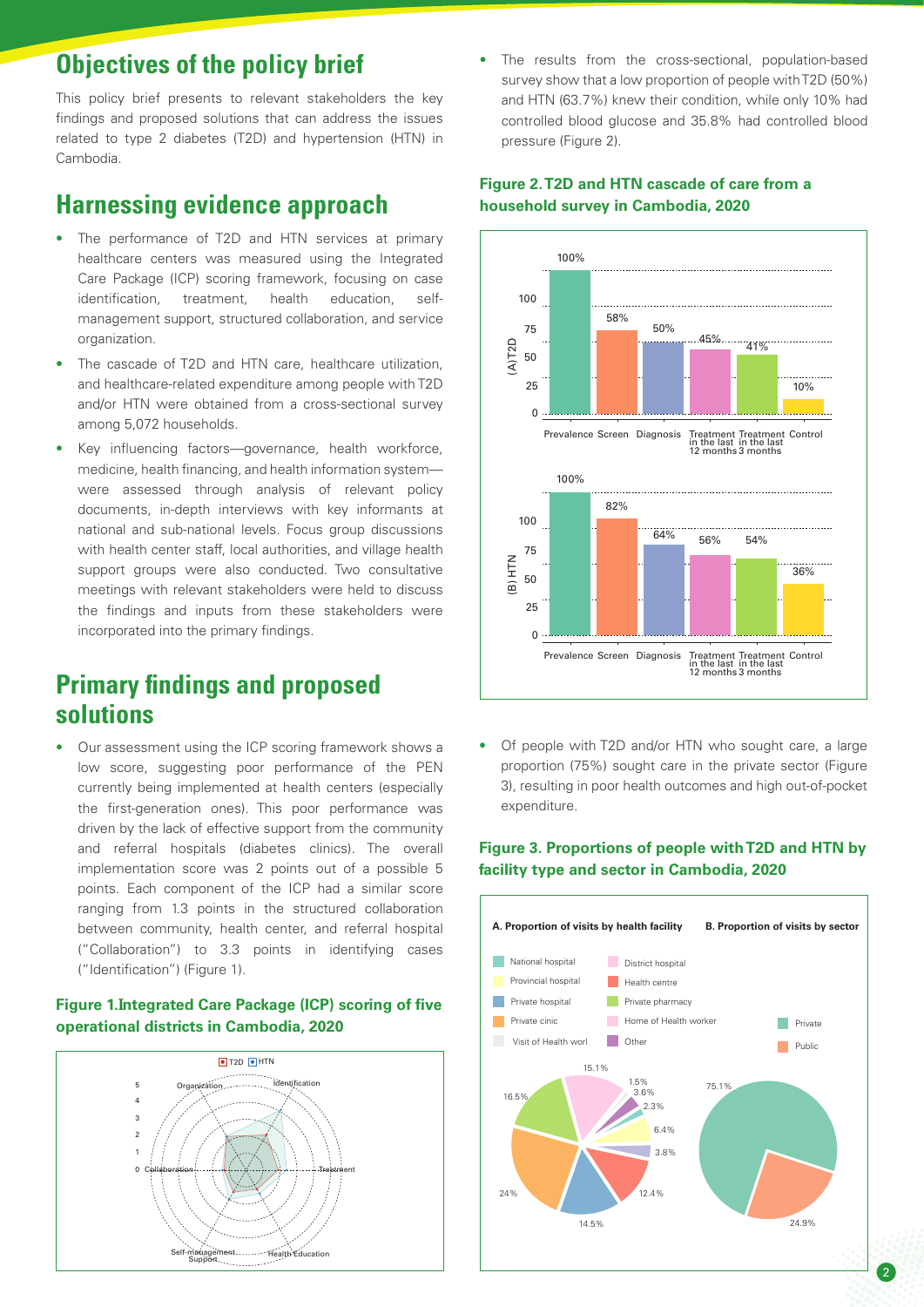## Objectives of the policy brief

This policy brief presents to relevant stakeholders the key findings and proposed solutions that can address the issues related to type 2 diabetes (T2D) and hypertension (HTN) in Cambodia.

## Harnessing evidence approach

- The performance of T2D and HTN services at primary healthcare centers was measured using the Integrated Care Package (ICP) scoring framework, focusing on case identification, treatment, health education, self-management support, structured collaboration, and service organization.
- The cascade of T2D and HTN care, healthcare utilization, and healthcare-related expenditure among people with T2D and/or HTN were obtained from a cross-sectional survey among 5,072 households.
- Key influencing factors—governance, health workforce, medicine, health financing, and health information system—were assessed through analysis of relevant policy documents, in-depth interviews with key informants at national and sub-national levels. Focus group discussions with health center staff, local authorities, and village health support groups were also conducted. Two consultative meetings with relevant stakeholders were held to discuss the findings and inputs from these stakeholders were incorporated into the primary findings.

## Primary findings and proposed solutions

- Our assessment using the ICP scoring framework shows a low score, suggesting poor performance of the PEN currently being implemented at health centers (especially the first-generation ones). This poor performance was driven by the lack of effective support from the community and referral hospitals (diabetes clinics). The overall implementation score was 2 points out of a possible 5 points. Each component of the ICP had a similar score ranging from 1.3 points in the structured collaboration between community, health center, and referral hospital ("Collaboration") to 3.3 points in identifying cases ("Identification") (Figure 1).

**Figure 1.Integrated Care Package (ICP) scoring of five operational districts in Cambodia, 2020**

- The results from the cross-sectional, population-based survey show that a low proportion of people with T2D (50%) and HTN (63.7%) knew their condition, while only 10% had controlled blood glucose and 35.8% had controlled blood pressure (Figure 2).

**Figure 2. T2D and HTN cascade of care from a household survey in Cambodia, 2020**

| | Prevalence | Screen | Diagnosis | Treatment in the last 12 months | Treatment in the last 3 months | Control |
|---|---|---|---|---|---|---|
| (A) T2D | 100% | 58% | 50% | 45% | 41% | 10% |
| (B) HTN | 100% | 82% | 64% | 56% | 54% | 36% |

- Of people with T2D and/or HTN who sought care, a large proportion (75%) sought care in the private sector (Figure 3), resulting in poor health outcomes and high out-of-pocket expenditure.

**Figure 3. Proportions of people with T2D and HTN by facility type and sector in Cambodia, 2020**

A. Proportion of visits by health facility: National hospital, Provincial hospital, Private hospital, Private cinic, Visit of Health worl, District hospital, Health centre, Private pharmacy, Home of Health worker, Other (values shown: 15.1%, 1.5%, 3.6%, 2.3%, 6.4%, 3.8%, 12.4%, 14.5%, 24%, 16.5%)

B. Proportion of visits by sector: Private 75.1%, Public 24.9%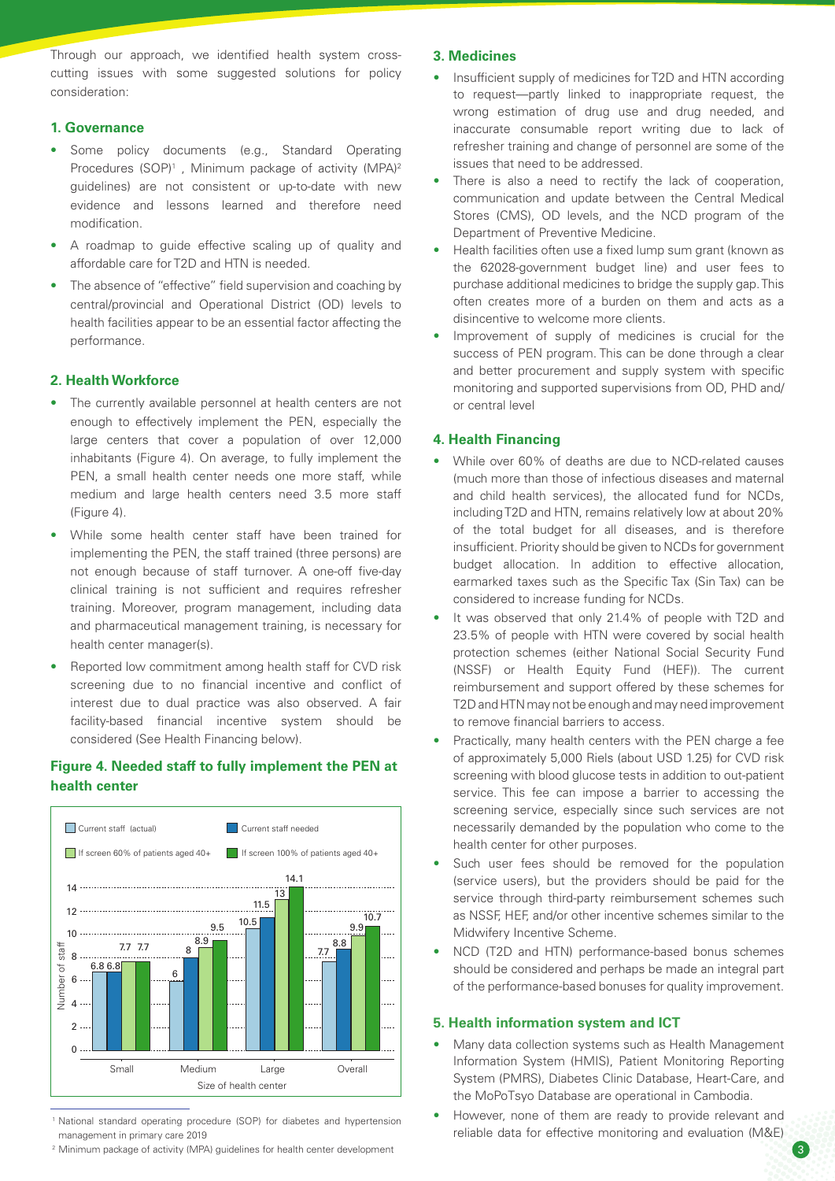Through our approach, we identified health system cross-cutting issues with some suggested solutions for policy consideration:

### 1. Governance

- Some policy documents (e.g., Standard Operating Procedures (SOP)[1] , Minimum package of activity (MPA)[2] guidelines) are not consistent or up-to-date with new evidence and lessons learned and therefore need modification.
- A roadmap to guide effective scaling up of quality and affordable care for T2D and HTN is needed.
- The absence of "effective" field supervision and coaching by central/provincial and Operational District (OD) levels to health facilities appear to be an essential factor affecting the performance.

### 2. Health Workforce

- The currently available personnel at health centers are not enough to effectively implement the PEN, especially the large centers that cover a population of over 12,000 inhabitants (Figure 4). On average, to fully implement the PEN, a small health center needs one more staff, while medium and large health centers need 3.5 more staff (Figure 4).
- While some health center staff have been trained for implementing the PEN, the staff trained (three persons) are not enough because of staff turnover. A one-off five-day clinical training is not sufficient and requires refresher training. Moreover, program management, including data and pharmaceutical management training, is necessary for health center manager(s).
- Reported low commitment among health staff for CVD risk screening due to no financial incentive and conflict of interest due to dual practice was also observed. A fair facility-based financial incentive system should be considered (See Health Financing below).

**Figure 4. Needed staff to fully implement the PEN at health center**

| Size of health center | Current staff (actual) | Current staff needed | If screen 60% of patients aged 40+ | If screen 100% of patients aged 40+ |
|---|---|---|---|---|
| Small | 6.8 | 6.8 | 7.7 | 7.7 |
| Medium | 6 | 8 | 8.9 | 9.5 |
| Large | 10.5 | 11.5 | 13 | 14.1 |
| Overall | 7.7 | 8.8 | 9.9 | 10.7 |

(Number of staff)

### 3. Medicines

- Insufficient supply of medicines for T2D and HTN according to request—partly linked to inappropriate request, the wrong estimation of drug use and drug needed, and inaccurate consumable report writing due to lack of refresher training and change of personnel are some of the issues that need to be addressed.
- There is also a need to rectify the lack of cooperation, communication and update between the Central Medical Stores (CMS), OD levels, and the NCD program of the Department of Preventive Medicine.
- Health facilities often use a fixed lump sum grant (known as the 62028-government budget line) and user fees to purchase additional medicines to bridge the supply gap. This often creates more of a burden on them and acts as a disincentive to welcome more clients.
- Improvement of supply of medicines is crucial for the success of PEN program. This can be done through a clear and better procurement and supply system with specific monitoring and supported supervisions from OD, PHD and/or central level

### 4. Health Financing

- While over 60% of deaths are due to NCD-related causes (much more than those of infectious diseases and maternal and child health services), the allocated fund for NCDs, including T2D and HTN, remains relatively low at about 20% of the total budget for all diseases, and is therefore insufficient. Priority should be given to NCDs for government budget allocation. In addition to effective allocation, earmarked taxes such as the Specific Tax (Sin Tax) can be considered to increase funding for NCDs.
- It was observed that only 21.4% of people with T2D and 23.5% of people with HTN were covered by social health protection schemes (either National Social Security Fund (NSSF) or Health Equity Fund (HEF)). The current reimbursement and support offered by these schemes for T2D and HTN may not be enough and may need improvement to remove financial barriers to access.
- Practically, many health centers with the PEN charge a fee of approximately 5,000 Riels (about USD 1.25) for CVD risk screening with blood glucose tests in addition to out-patient service. This fee can impose a barrier to accessing the screening service, especially since such services are not necessarily demanded by the population who come to the health center for other purposes.
- Such user fees should be removed for the population (service users), but the providers should be paid for the service through third-party reimbursement schemes such as NSSF, HEF, and/or other incentive schemes similar to the Midwifery Incentive Scheme.
- NCD (T2D and HTN) performance-based bonus schemes should be considered and perhaps be made an integral part of the performance-based bonuses for quality improvement.

### 5. Health information system and ICT

- Many data collection systems such as Health Management Information System (HMIS), Patient Monitoring Reporting System (PMRS), Diabetes Clinic Database, Heart-Care, and the MoPoTsyo Database are operational in Cambodia.
- However, none of them are ready to provide relevant and reliable data for effective monitoring and evaluation (M&E)

---

[1] National standard operating procedure (SOP) for diabetes and hypertension management in primary care 2019

[2] Minimum package of activity (MPA) guidelines for health center development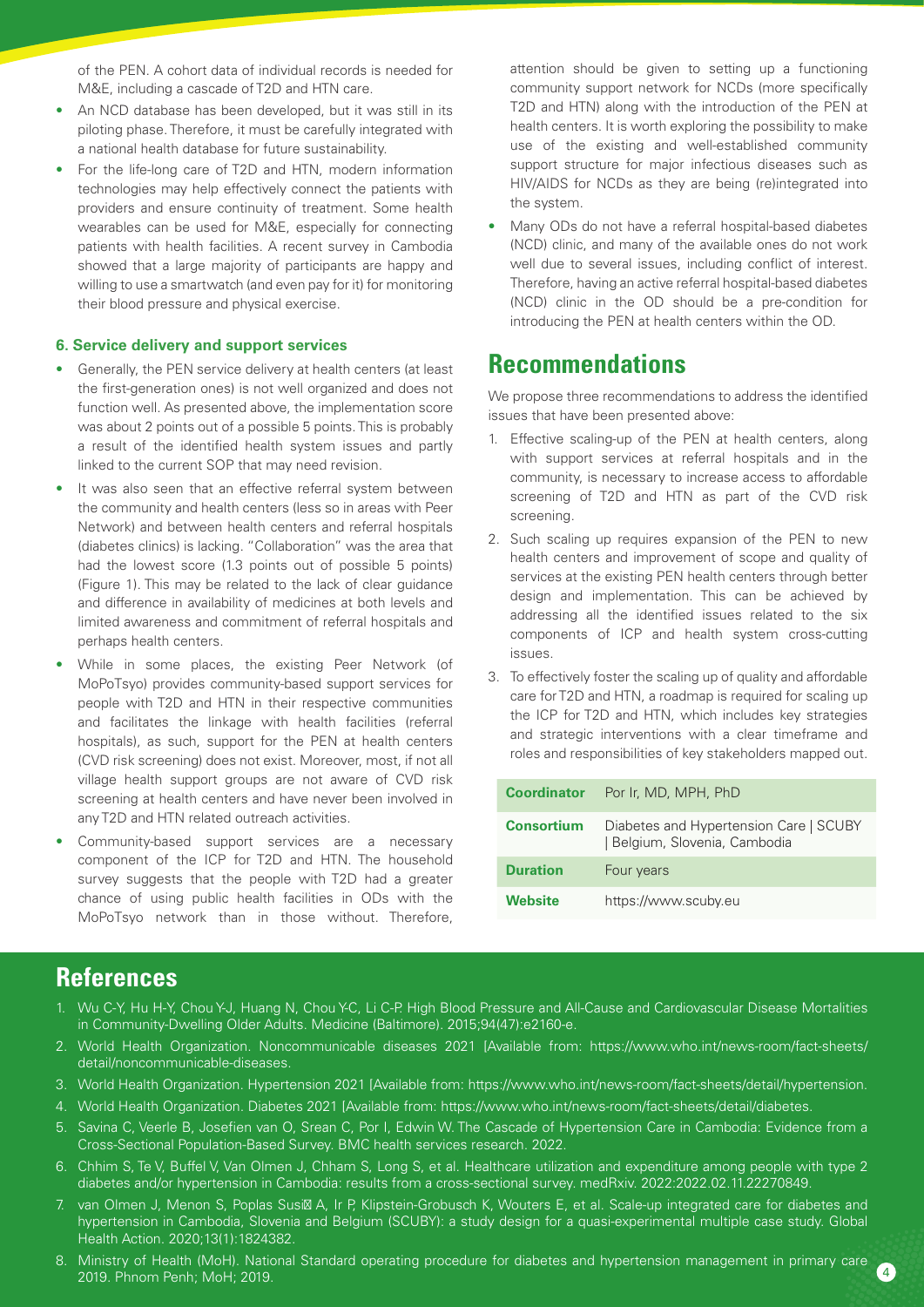of the PEN. A cohort data of individual records is needed for M&E, including a cascade of T2D and HTN care.

- An NCD database has been developed, but it was still in its piloting phase. Therefore, it must be carefully integrated with a national health database for future sustainability.
- For the life-long care of T2D and HTN, modern information technologies may help effectively connect the patients with providers and ensure continuity of treatment. Some health wearables can be used for M&E, especially for connecting patients with health facilities. A recent survey in Cambodia showed that a large majority of participants are happy and willing to use a smartwatch (and even pay for it) for monitoring their blood pressure and physical exercise.

#### 6. Service delivery and support services

- Generally, the PEN service delivery at health centers (at least the first-generation ones) is not well organized and does not function well. As presented above, the implementation score was about 2 points out of a possible 5 points. This is probably a result of the identified health system issues and partly linked to the current SOP that may need revision.
- It was also seen that an effective referral system between the community and health centers (less so in areas with Peer Network) and between health centers and referral hospitals (diabetes clinics) is lacking. "Collaboration" was the area that had the lowest score (1.3 points out of possible 5 points) (Figure 1). This may be related to the lack of clear guidance and difference in availability of medicines at both levels and limited awareness and commitment of referral hospitals and perhaps health centers.
- While in some places, the existing Peer Network (of MoPoTsyo) provides community-based support services for people with T2D and HTN in their respective communities and facilitates the linkage with health facilities (referral hospitals), as such, support for the PEN at health centers (CVD risk screening) does not exist. Moreover, most, if not all village health support groups are not aware of CVD risk screening at health centers and have never been involved in any T2D and HTN related outreach activities.
- Community-based support services are a necessary component of the ICP for T2D and HTN. The household survey suggests that the people with T2D had a greater chance of using public health facilities in ODs with the MoPoTsyo network than in those without. Therefore, attention should be given to setting up a functioning community support network for NCDs (more specifically T2D and HTN) along with the introduction of the PEN at health centers. It is worth exploring the possibility to make use of the existing and well-established community support structure for major infectious diseases such as HIV/AIDS for NCDs as they are being (re)integrated into the system.
- Many ODs do not have a referral hospital-based diabetes (NCD) clinic, and many of the available ones do not work well due to several issues, including conflict of interest. Therefore, having an active referral hospital-based diabetes (NCD) clinic in the OD should be a pre-condition for introducing the PEN at health centers within the OD.

## Recommendations

We propose three recommendations to address the identified issues that have been presented above:

1. Effective scaling-up of the PEN at health centers, along with support services at referral hospitals and in the community, is necessary to increase access to affordable screening of T2D and HTN as part of the CVD risk screening.
2. Such scaling up requires expansion of the PEN to new health centers and improvement of scope and quality of services at the existing PEN health centers through better design and implementation. This can be achieved by addressing all the identified issues related to the six components of ICP and health system cross-cutting issues.
3. To effectively foster the scaling up of quality and affordable care for T2D and HTN, a roadmap is required for scaling up the ICP for T2D and HTN, which includes key strategies and strategic interventions with a clear timeframe and roles and responsibilities of key stakeholders mapped out.

| | |
|---|---|
| **Coordinator** | Por Ir, MD, MPH, PhD |
| **Consortium** | Diabetes and Hypertension Care \| SCUBY \| Belgium, Slovenia, Cambodia |
| **Duration** | Four years |
| **Website** | https://www.scuby.eu |

## References

1. Wu C-Y, Hu H-Y, Chou Y-J, Huang N, Chou Y-C, Li C-P. High Blood Pressure and All-Cause and Cardiovascular Disease Mortalities in Community-Dwelling Older Adults. Medicine (Baltimore). 2015;94(47):e2160-e.
2. World Health Organization. Noncommunicable diseases 2021 [Available from: https://www.who.int/news-room/fact-sheets/detail/noncommunicable-diseases.
3. World Health Organization. Hypertension 2021 [Available from: https://www.who.int/news-room/fact-sheets/detail/hypertension.
4. World Health Organization. Diabetes 2021 [Available from: https://www.who.int/news-room/fact-sheets/detail/diabetes.
5. Savina C, Veerle B, Josefien van O, Srean C, Por I, Edwin W. The Cascade of Hypertension Care in Cambodia: Evidence from a Cross-Sectional Population-Based Survey. BMC health services research. 2022.
6. Chhim S, Te V, Buffel V, Van Olmen J, Chham S, Long S, et al. Healthcare utilization and expenditure among people with type 2 diabetes and/or hypertension in Cambodia: results from a cross-sectional survey. medRxiv. 2022:2022.02.11.22270849.
7. van Olmen J, Menon S, Poplas Susi� A, Ir P, Klipstein-Grobusch K, Wouters E, et al. Scale-up integrated care for diabetes and hypertension in Cambodia, Slovenia and Belgium (SCUBY): a study design for a quasi-experimental multiple case study. Global Health Action. 2020;13(1):1824382.
8. Ministry of Health (MoH). National Standard operating procedure for diabetes and hypertension management in primary care 2019. Phnom Penh; MoH; 2019.